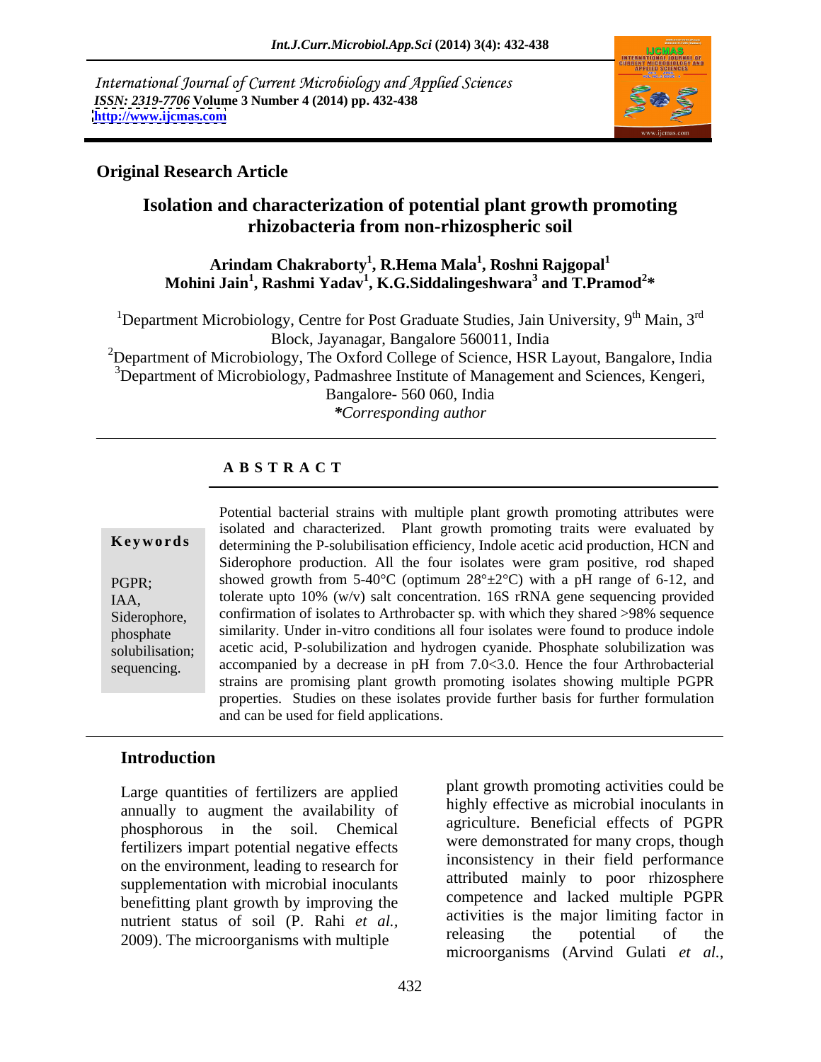International Journal of Current Microbiology and Applied Sciences
*ISSN: 2319-7706* **Volume 3 Number 4 (2014) pp. 432-438**
**http://www.ijcmas.com**

**Original Research Article**

# Isolation and characterization of potential plant growth promoting rhizobacteria from non-rhizospheric soil

**Arindam Chakraborty[1], R.Hema Mala[1], Roshni Rajgopal[1] Mohini Jain[1], Rashmi Yadav[1], K.G.Siddalingeshwara[3] and T.Pramod[2]\***

[1]Department Microbiology, Centre for Post Graduate Studies, Jain University, 9th Main, 3rd Block, Jayanagar, Bangalore 560011, India
[2]Department of Microbiology, The Oxford College of Science, HSR Layout, Bangalore, India
[3]Department of Microbiology, Padmashree Institute of Management and Sciences, Kengeri, Bangalore- 560 060, India
*\*Corresponding author*

## ABSTRACT

**Keywords**

PGPR; IAA, Siderophore, phosphate solubilisation; sequencing.

Potential bacterial strains with multiple plant growth promoting attributes were isolated and characterized. Plant growth promoting traits were evaluated by determining the P-solubilisation efficiency, Indole acetic acid production, HCN and Siderophore production. All the four isolates were gram positive, rod shaped showed growth from 5-40°C (optimum 28°±2°C) with a pH range of 6-12, and tolerate upto 10% (w/v) salt concentration. 16S rRNA gene sequencing provided confirmation of isolates to Arthrobacter sp. with which they shared >98% sequence similarity. Under in-vitro conditions all four isolates were found to produce indole acetic acid, P-solubilization and hydrogen cyanide. Phosphate solubilization was accompanied by a decrease in pH from 7.0<3.0. Hence the four Arthrobacterial strains are promising plant growth promoting isolates showing multiple PGPR properties. Studies on these isolates provide further basis for further formulation and can be used for field applications.

## Introduction

Large quantities of fertilizers are applied annually to augment the availability of phosphorous in the soil. Chemical fertilizers impart potential negative effects on the environment, leading to research for supplementation with microbial inoculants benefitting plant growth by improving the nutrient status of soil (P. Rahi *et al.,* 2009). The microorganisms with multiple plant growth promoting activities could be highly effective as microbial inoculants in agriculture. Beneficial effects of PGPR were demonstrated for many crops, though inconsistency in their field performance attributed mainly to poor rhizosphere competence and lacked multiple PGPR activities is the major limiting factor in releasing the potential of the microorganisms (Arvind Gulati *et al.,*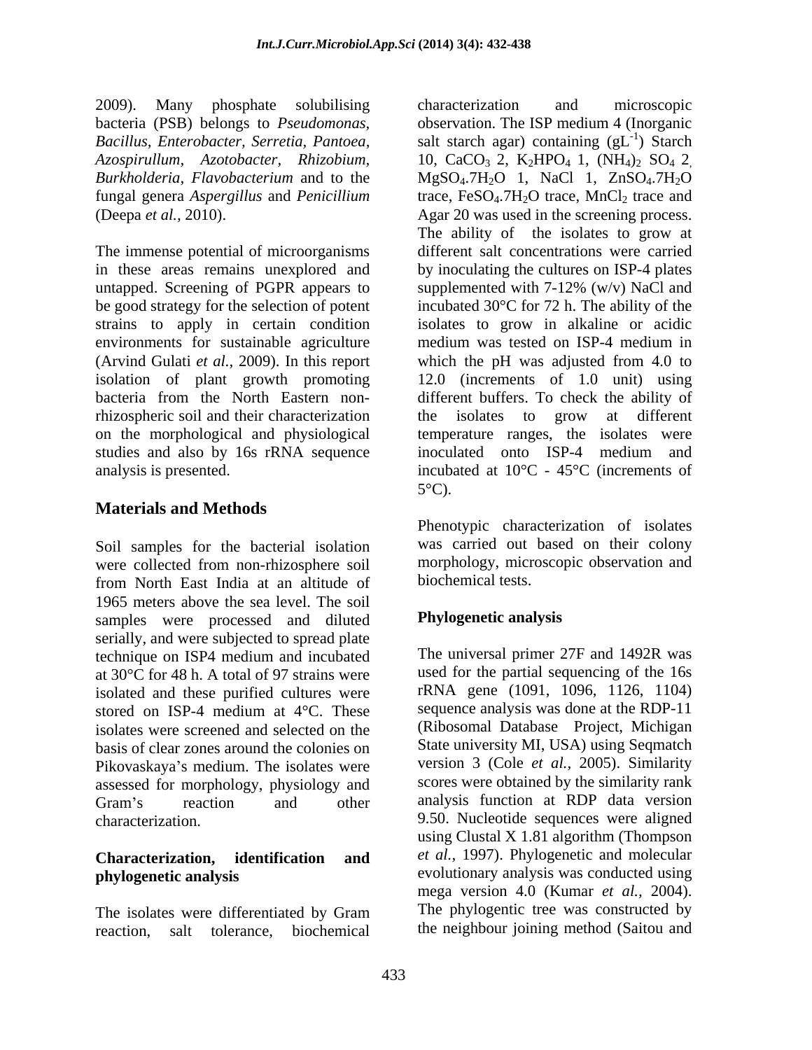2009). Many phosphate solubilising bacteria (PSB) belongs to *Pseudomonas, Bacillus, Enterobacter, Serretia, Pantoea, Azospirullum, Azotobacter, Rhizobium, Burkholderia, Flavobacterium* and to the fungal genera *Aspergillus* and *Penicillium* (Deepa *et al.,* 2010).

The immense potential of microorganisms in these areas remains unexplored and untapped. Screening of PGPR appears to be good strategy for the selection of potent strains to apply in certain condition environments for sustainable agriculture (Arvind Gulati *et al.,* 2009). In this report isolation of plant growth promoting bacteria from the North Eastern non-rhizospheric soil and their characterization on the morphological and physiological studies and also by 16s rRNA sequence analysis is presented.

## Materials and Methods

Soil samples for the bacterial isolation were collected from non-rhizosphere soil from North East India at an altitude of 1965 meters above the sea level. The soil samples were processed and diluted serially, and were subjected to spread plate technique on ISP4 medium and incubated at 30°C for 48 h. A total of 97 strains were isolated and these purified cultures were stored on ISP-4 medium at 4°C. These isolates were screened and selected on the basis of clear zones around the colonies on Pikovaskaya's medium. The isolates were assessed for morphology, physiology and Gram's reaction and other characterization.

### Characterization, identification and phylogenetic analysis

The isolates were differentiated by Gram reaction, salt tolerance, biochemical characterization and microscopic observation. The ISP medium 4 (Inorganic salt starch agar) containing ($gL^{-1}$) Starch 10, $CaCO_3$ 2, $K_2HPO_4$ 1, $(NH_4)_2SO_4$ 2, $MgSO_4.7H_2O$ 1, NaCl 1, $ZnSO_4.7H_2O$ trace, $FeSO_4.7H_2O$ trace, $MnCl_2$ trace and Agar 20 was used in the screening process. The ability of the isolates to grow at different salt concentrations were carried by inoculating the cultures on ISP-4 plates supplemented with 7-12% (w/v) NaCl and incubated 30°C for 72 h. The ability of the isolates to grow in alkaline or acidic medium was tested on ISP-4 medium in which the pH was adjusted from 4.0 to 12.0 (increments of 1.0 unit) using different buffers. To check the ability of the isolates to grow at different temperature ranges, the isolates were inoculated onto ISP-4 medium and incubated at 10°C - 45°C (increments of 5°C).

Phenotypic characterization of isolates was carried out based on their colony morphology, microscopic observation and biochemical tests.

### Phylogenetic analysis

The universal primer 27F and 1492R was used for the partial sequencing of the 16s rRNA gene (1091, 1096, 1126, 1104) sequence analysis was done at the RDP-11 (Ribosomal Database Project, Michigan State university MI, USA) using Seqmatch version 3 (Cole *et al.,* 2005). Similarity scores were obtained by the similarity rank analysis function at RDP data version 9.50. Nucleotide sequences were aligned using Clustal X 1.81 algorithm (Thompson *et al.*, 1997). Phylogenetic and molecular evolutionary analysis was conducted using mega version 4.0 (Kumar *et al.,* 2004). The phylogentic tree was constructed by the neighbour joining method (Saitou and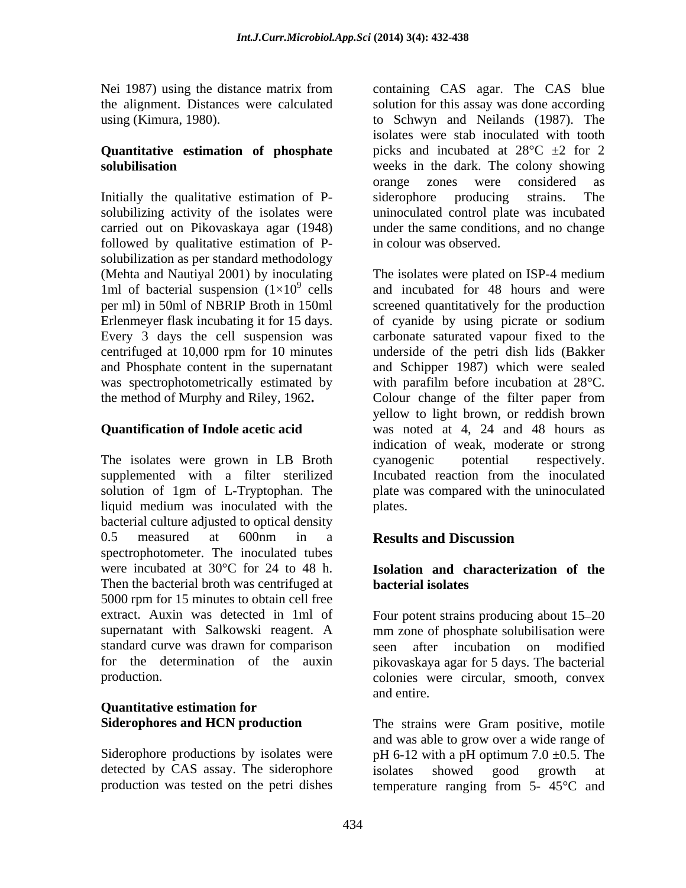Nei 1987) using the distance matrix from the alignment. Distances were calculated using (Kimura, 1980).

### Quantitative estimation of phosphate solubilisation

Initially the qualitative estimation of P-solubilizing activity of the isolates were carried out on Pikovaskaya agar (1948) followed by qualitative estimation of P-solubilization as per standard methodology (Mehta and Nautiyal 2001) by inoculating 1ml of bacterial suspension ($1\times10^9$ cells per ml) in 50ml of NBRIP Broth in 150ml Erlenmeyer flask incubating it for 15 days. Every 3 days the cell suspension was centrifuged at 10,000 rpm for 10 minutes and Phosphate content in the supernatant was spectrophotometrically estimated by the method of Murphy and Riley, 1962**.**

### Quantification of Indole acetic acid

The isolates were grown in LB Broth supplemented with a filter sterilized solution of 1gm of L-Tryptophan. The liquid medium was inoculated with the bacterial culture adjusted to optical density 0.5 measured at 600nm in a spectrophotometer. The inoculated tubes were incubated at 30°C for 24 to 48 h. Then the bacterial broth was centrifuged at 5000 rpm for 15 minutes to obtain cell free extract. Auxin was detected in 1ml of supernatant with Salkowski reagent. A standard curve was drawn for comparison for the determination of the auxin production.

### Quantitative estimation for Siderophores and HCN production

Siderophore productions by isolates were detected by CAS assay. The siderophore production was tested on the petri dishes containing CAS agar. The CAS blue solution for this assay was done according to Schwyn and Neilands (1987). The isolates were stab inoculated with tooth picks and incubated at 28°C ±2 for 2 weeks in the dark. The colony showing orange zones were considered as siderophore producing strains. The uninoculated control plate was incubated under the same conditions, and no change in colour was observed.

The isolates were plated on ISP-4 medium and incubated for 48 hours and were screened quantitatively for the production of cyanide by using picrate or sodium carbonate saturated vapour fixed to the underside of the petri dish lids (Bakker and Schipper 1987) which were sealed with parafilm before incubation at 28°C. Colour change of the filter paper from yellow to light brown, or reddish brown was noted at 4, 24 and 48 hours as indication of weak, moderate or strong cyanogenic potential respectively. Incubated reaction from the inoculated plate was compared with the uninoculated plates.

## Results and Discussion

### Isolation and characterization of the bacterial isolates

Four potent strains producing about 15–20 mm zone of phosphate solubilisation were seen after incubation on modified pikovaskaya agar for 5 days. The bacterial colonies were circular, smooth, convex and entire.

The strains were Gram positive, motile and was able to grow over a wide range of pH 6-12 with a pH optimum 7.0 ±0.5. The isolates showed good growth at temperature ranging from 5- 45°C and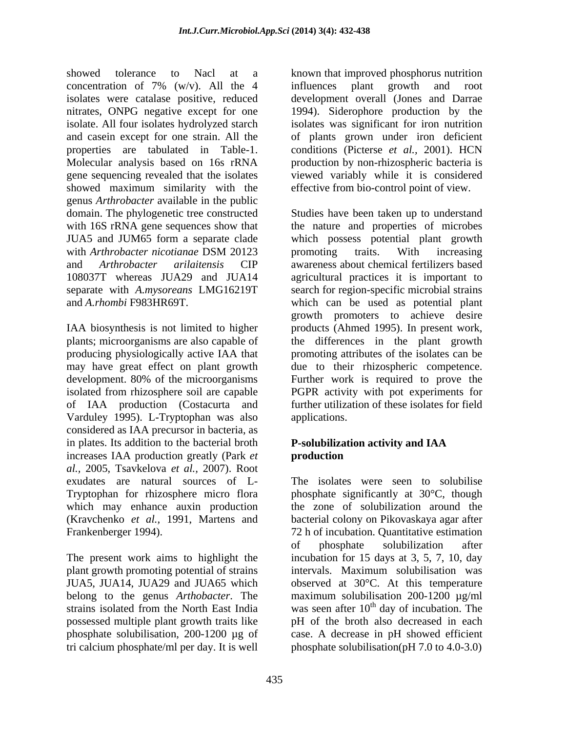showed tolerance to Nacl at a concentration of 7% (w/v). All the 4 isolates were catalase positive, reduced nitrates, ONPG negative except for one isolate. All four isolates hydrolyzed starch and casein except for one strain. All the properties are tabulated in Table-1. Molecular analysis based on 16s rRNA gene sequencing revealed that the isolates showed maximum similarity with the genus *Arthrobacter* available in the public domain. The phylogenetic tree constructed with 16S rRNA gene sequences show that JUA5 and JUM65 form a separate clade with *Arthrobacter nicotianae* DSM 20123 and *Arthrobacter arilaitensis* CIP 108037T whereas JUA29 and JUA14 separate with *A.mysoreans* LMG16219T and *A.rhombi* F983HR69T.

IAA biosynthesis is not limited to higher plants; microorganisms are also capable of producing physiologically active IAA that may have great effect on plant growth development. 80% of the microorganisms isolated from rhizosphere soil are capable of IAA production (Costacurta and Varduley 1995). L-Tryptophan was also considered as IAA precursor in bacteria, as in plates. Its addition to the bacterial broth increases IAA production greatly (Park *et al.,* 2005, Tsavkelova *et al.,* 2007). Root exudates are natural sources of L-Tryptophan for rhizosphere micro flora which may enhance auxin production (Kravchenko *et al.,* 1991, Martens and Frankenberger 1994).

The present work aims to highlight the plant growth promoting potential of strains JUA5, JUA14, JUA29 and JUA65 which belong to the genus *Arthobacter*. The strains isolated from the North East India possessed multiple plant growth traits like phosphate solubilisation, 200-1200 µg of tri calcium phosphate/ml per day. It is well known that improved phosphorus nutrition influences plant growth and root development overall (Jones and Darrae 1994). Siderophore production by the isolates was significant for iron nutrition of plants grown under iron deficient conditions (Picterse *et al.,* 2001). HCN production by non-rhizospheric bacteria is viewed variably while it is considered effective from bio-control point of view.

Studies have been taken up to understand the nature and properties of microbes which possess potential plant growth promoting traits. With increasing awareness about chemical fertilizers based agricultural practices it is important to search for region-specific microbial strains which can be used as potential plant growth promoters to achieve desire products (Ahmed 1995). In present work, the differences in the plant growth promoting attributes of the isolates can be due to their rhizospheric competence. Further work is required to prove the PGPR activity with pot experiments for further utilization of these isolates for field applications.

**P-solubilization activity and IAA production**

The isolates were seen to solubilise phosphate significantly at 30°C, though the zone of solubilization around the bacterial colony on Pikovaskaya agar after 72 h of incubation. Quantitative estimation of phosphate solubilization after incubation for 15 days at 3, 5, 7, 10, day intervals. Maximum solubilisation was observed at 30°C. At this temperature maximum solubilisation 200-1200 µg/ml was seen after $10^{th}$ day of incubation. The pH of the broth also decreased in each case. A decrease in pH showed efficient phosphate solubilisation(pH 7.0 to 4.0-3.0)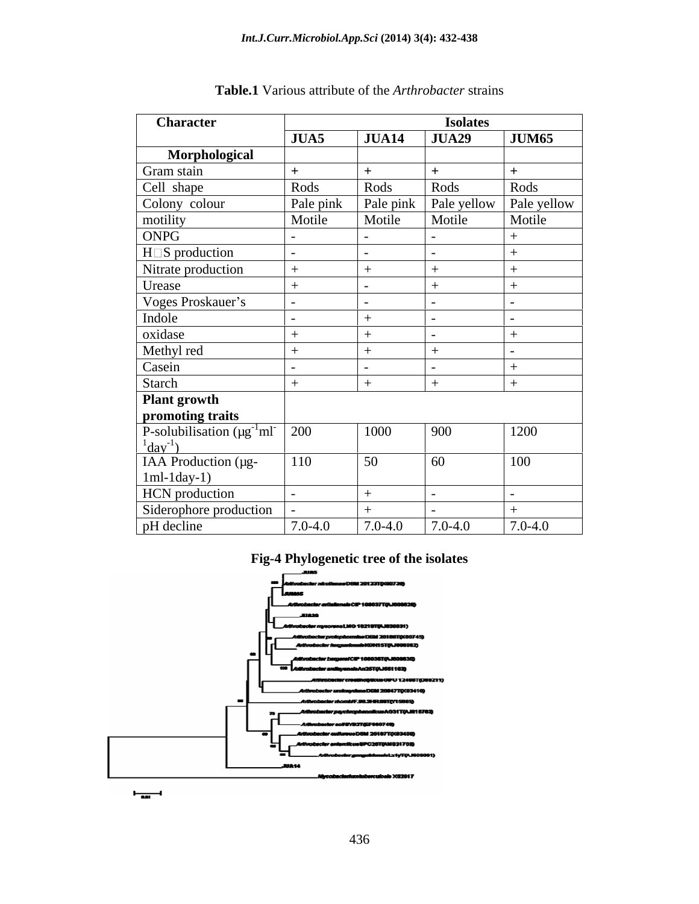**Table.1** Various attribute of the *Arthrobacter* strains

| Character | Isolates | | | |
|---|---|---|---|---|
| | JUA5 | JUA14 | JUA29 | JUM65 |
| **Morphological** | | | | |
| Gram stain | + | + | + | + |
| Cell shape | Rods | Rods | Rods | Rods |
| Colony colour | Pale pink | Pale pink | Pale yellow | Pale yellow |
| motility | Motile | Motile | Motile | Motile |
| ONPG | - | - | - | + |
| $H_2S$ production | - | - | - | + |
| Nitrate production | + | + | + | + |
| Urease | + | - | + | + |
| Voges Proskauer's | - | - | - | - |
| Indole | - | + | - | - |
| oxidase | + | + | - | + |
| Methyl red | + | + | + | - |
| Casein | - | - | - | + |
| Starch | + | + | + | + |
| **Plant growth promoting traits** | | | | |
| P-solubilisation ($\mu g^{-1} ml^{-1} day^{-1}$) | 200 | 1000 | 900 | 1200 |
| IAA Production (μg-1ml-1day-1) | 110 | 50 | 60 | 100 |
| HCN production | - | + | - | - |
| Siderophore production | - | + | - | + |
| pH decline | 7.0-4.0 | 7.0-4.0 | 7.0-4.0 | 7.0-4.0 |

**Fig-4 Phylogenetic tree of the isolates**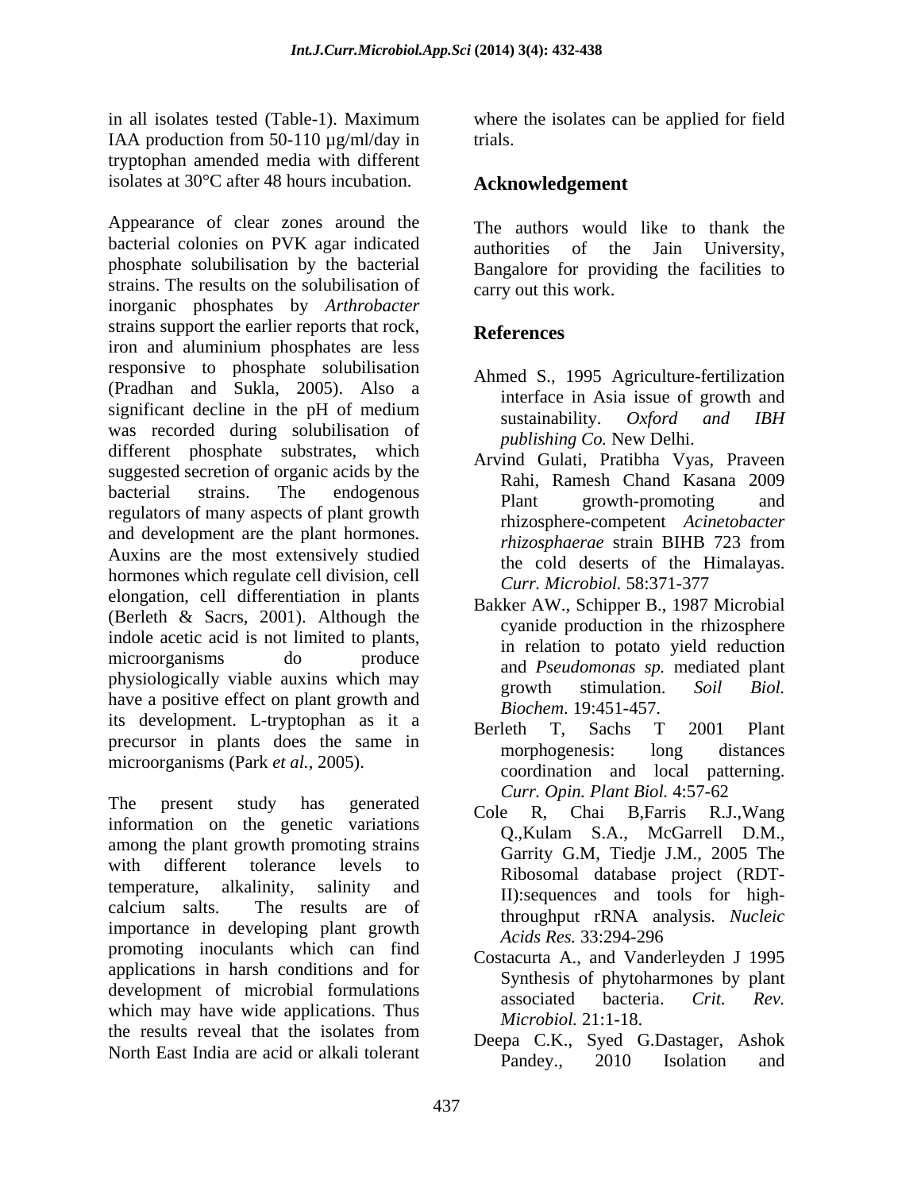in all isolates tested (Table-1). Maximum IAA production from 50-110 µg/ml/day in tryptophan amended media with different isolates at 30°C after 48 hours incubation.

Appearance of clear zones around the bacterial colonies on PVK agar indicated phosphate solubilisation by the bacterial strains. The results on the solubilisation of inorganic phosphates by *Arthrobacter* strains support the earlier reports that rock, iron and aluminium phosphates are less responsive to phosphate solubilisation (Pradhan and Sukla, 2005). Also a significant decline in the pH of medium was recorded during solubilisation of different phosphate substrates, which suggested secretion of organic acids by the bacterial strains. The endogenous regulators of many aspects of plant growth and development are the plant hormones. Auxins are the most extensively studied hormones which regulate cell division, cell elongation, cell differentiation in plants (Berleth & Sacrs, 2001). Although the indole acetic acid is not limited to plants, microorganisms do produce physiologically viable auxins which may have a positive effect on plant growth and its development. L-tryptophan as it a precursor in plants does the same in microorganisms (Park *et al.*, 2005).

The present study has generated information on the genetic variations among the plant growth promoting strains with different tolerance levels to temperature, alkalinity, salinity and calcium salts. The results are of importance in developing plant growth promoting inoculants which can find applications in harsh conditions and for development of microbial formulations which may have wide applications. Thus the results reveal that the isolates from North East India are acid or alkali tolerant where the isolates can be applied for field trials.

## Acknowledgement

The authors would like to thank the authorities of the Jain University, Bangalore for providing the facilities to carry out this work.

## References

Ahmed S., 1995 Agriculture-fertilization interface in Asia issue of growth and sustainability. *Oxford and IBH publishing Co.* New Delhi.

Arvind Gulati, Pratibha Vyas, Praveen Rahi, Ramesh Chand Kasana 2009 Plant growth-promoting and rhizosphere-competent *Acinetobacter rhizosphaerae* strain BIHB 723 from the cold deserts of the Himalayas. *Curr. Microbiol.* 58:371-377

Bakker AW., Schipper B., 1987 Microbial cyanide production in the rhizosphere in relation to potato yield reduction and *Pseudomonas sp.* mediated plant growth stimulation. *Soil Biol. Biochem*. 19:451-457.

Berleth T, Sachs T 2001 Plant morphogenesis: long distances coordination and local patterning. *Curr. Opin. Plant Biol.* 4:57-62

Cole R, Chai B,Farris R.J.,Wang Q.,Kulam S.A., McGarrell D.M., Garrity G.M, Tiedje J.M., 2005 The Ribosomal database project (RDT-II):sequences and tools for high-throughput rRNA analysis. *Nucleic Acids Res.* 33:294-296

Costacurta A., and Vanderleyden J 1995 Synthesis of phytoharmones by plant associated bacteria. *Crit. Rev. Microbiol.* 21:1-18.

Deepa C.K., Syed G.Dastager, Ashok Pandey., 2010 Isolation and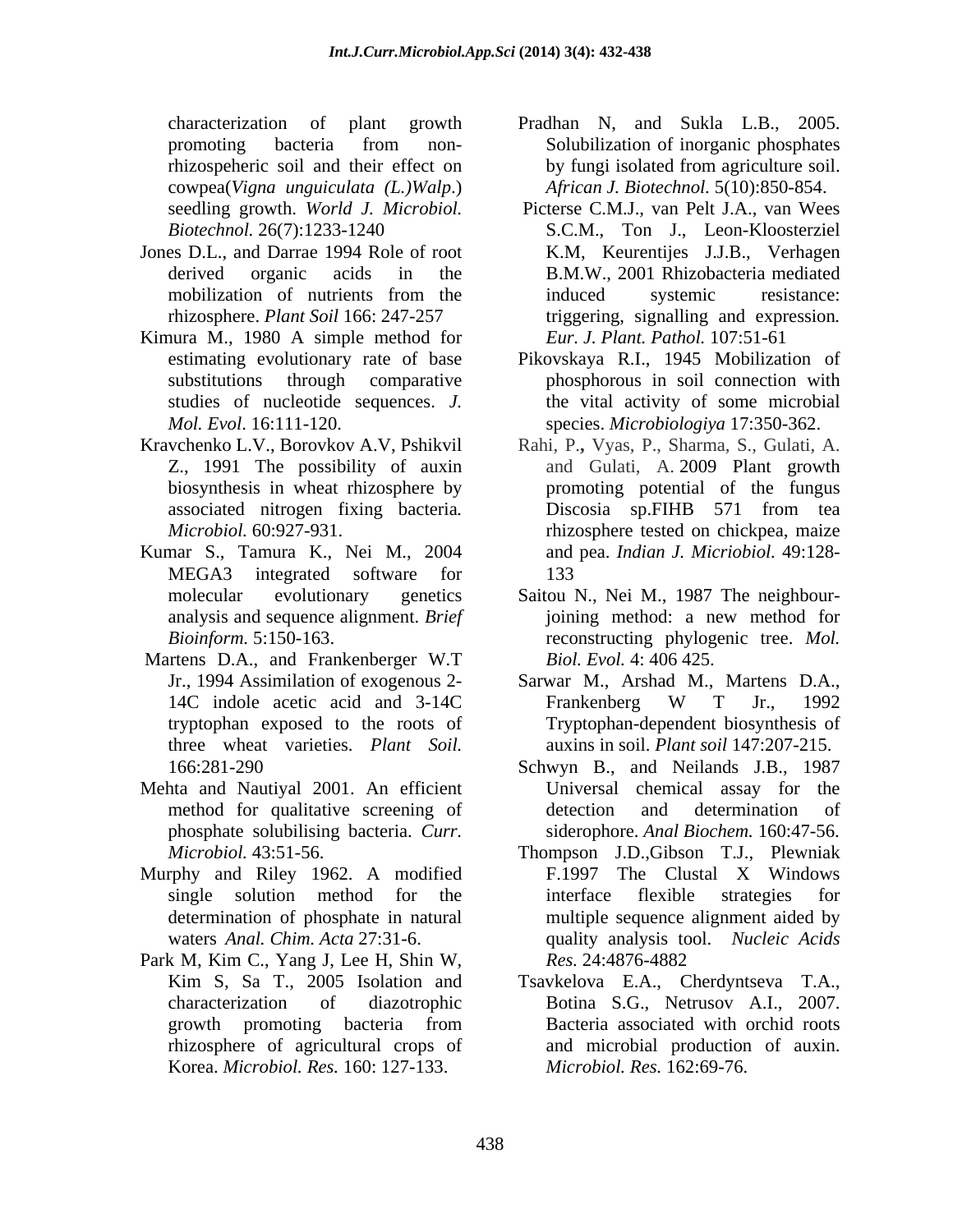characterization of plant growth promoting bacteria from non-rhizospeheric soil and their effect on cowpea(*Vigna unguiculata (L.)Walp*.) seedling growth. *World J. Microbiol. Biotechnol.* 26(7):1233-1240

Jones D.L., and Darrae 1994 Role of root derived organic acids in the mobilization of nutrients from the rhizosphere. *Plant Soil* 166: 247-257

Kimura M., 1980 A simple method for estimating evolutionary rate of base substitutions through comparative studies of nucleotide sequences. *J. Mol. Evol*. 16:111-120.

Kravchenko L.V., Borovkov A.V, Pshikvil Z., 1991 The possibility of auxin biosynthesis in wheat rhizosphere by associated nitrogen fixing bacteria. *Microbiol.* 60:927-931.

Kumar S., Tamura K., Nei M., 2004 MEGA3 integrated software for molecular evolutionary genetics analysis and sequence alignment. *Brief Bioinform.* 5:150-163.

Martens D.A., and Frankenberger W.T Jr., 1994 Assimilation of exogenous 2-14C indole acetic acid and 3-14C tryptophan exposed to the roots of three wheat varieties. *Plant Soil.* 166:281-290

Mehta and Nautiyal 2001. An efficient method for qualitative screening of phosphate solubilising bacteria. *Curr. Microbiol.* 43:51-56.

Murphy and Riley 1962. A modified single solution method for the determination of phosphate in natural waters *Anal. Chim. Acta* 27:31-6.

Park M, Kim C., Yang J, Lee H, Shin W, Kim S, Sa T., 2005 Isolation and characterization of diazotrophic growth promoting bacteria from rhizosphere of agricultural crops of Korea. *Microbiol. Res.* 160: 127-133.

Pradhan N, and Sukla L.B., 2005. Solubilization of inorganic phosphates by fungi isolated from agriculture soil. *African J. Biotechnol.* 5(10):850-854.

Picterse C.M.J., van Pelt J.A., van Wees S.C.M., Ton J., Leon-Kloosterziel K.M, Keurentijes J.J.B., Verhagen B.M.W., 2001 Rhizobacteria mediated induced systemic resistance: triggering, signalling and expression*. Eur. J. Plant. Pathol.* 107:51-61

Pikovskaya R.I., 1945 Mobilization of phosphorous in soil connection with the vital activity of some microbial species. *Microbiologiya* 17:350-362.

Rahi, P.**,** Vyas, P., Sharma, S., Gulati, A. and Gulati, A. 2009 Plant growth promoting potential of the fungus Discosia sp.FIHB 571 from tea rhizosphere tested on chickpea, maize and pea. *Indian J. Micriobiol.* 49:128-133

Saitou N., Nei M., 1987 The neighbour-joining method: a new method for reconstructing phylogenic tree. *Mol. Biol. Evol.* 4: 406 425.

Sarwar M., Arshad M., Martens D.A., Frankenberg W T Jr., 1992 Tryptophan-dependent biosynthesis of auxins in soil. *Plant soil* 147:207-215.

Schwyn B., and Neilands J.B., 1987 Universal chemical assay for the detection and determination of siderophore. *Anal Biochem.* 160:47-56.

Thompson J.D.,Gibson T.J., Plewniak F.1997 The Clustal X Windows interface flexible strategies for multiple sequence alignment aided by quality analysis tool. *Nucleic Acids Res.* 24:4876-4882

Tsavkelova E.A., Cherdyntseva T.A., Botina S.G., Netrusov A.I., 2007. Bacteria associated with orchid roots and microbial production of auxin. *Microbiol. Res.* 162:69-76.